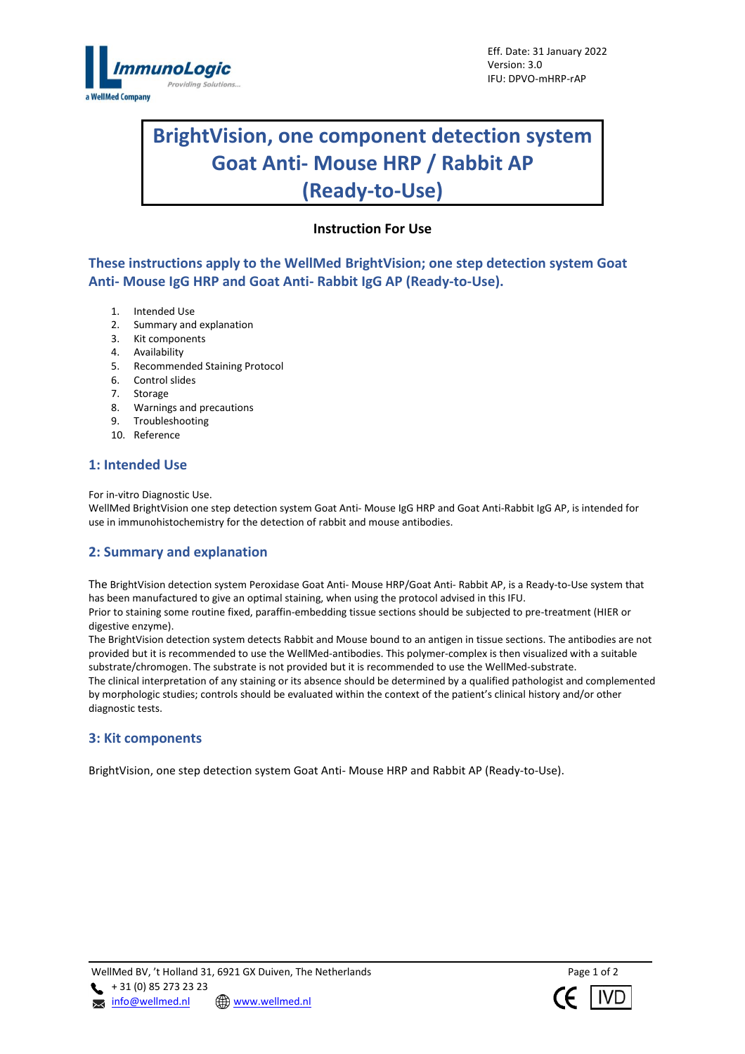Eff. Date: 31 January 2022
Version: 3.0
IFU: DPVO-mHRP-rAP

# BrightVision, one component detection system Goat Anti- Mouse HRP / Rabbit AP (Ready-to-Use)

**Instruction For Use**

## These instructions apply to the WellMed BrightVision; one step detection system Goat Anti- Mouse IgG HRP and Goat Anti- Rabbit IgG AP (Ready-to-Use).

1. Intended Use
2. Summary and explanation
3. Kit components
4. Availability
5. Recommended Staining Protocol
6. Control slides
7. Storage
8. Warnings and precautions
9. Troubleshooting
10. Reference

## 1: Intended Use

For in-vitro Diagnostic Use.
WellMed BrightVision one step detection system Goat Anti- Mouse IgG HRP and Goat Anti-Rabbit IgG AP, is intended for use in immunohistochemistry for the detection of rabbit and mouse antibodies.

## 2: Summary and explanation

The BrightVision detection system Peroxidase Goat Anti- Mouse HRP/Goat Anti- Rabbit AP, is a Ready-to-Use system that has been manufactured to give an optimal staining, when using the protocol advised in this IFU.
Prior to staining some routine fixed, paraffin-embedding tissue sections should be subjected to pre-treatment (HIER or digestive enzyme).
The BrightVision detection system detects Rabbit and Mouse bound to an antigen in tissue sections. The antibodies are not provided but it is recommended to use the WellMed-antibodies. This polymer-complex is then visualized with a suitable substrate/chromogen. The substrate is not provided but it is recommended to use the WellMed-substrate.
The clinical interpretation of any staining or its absence should be determined by a qualified pathologist and complemented by morphologic studies; controls should be evaluated within the context of the patient's clinical history and/or other diagnostic tests.

## 3: Kit components

BrightVision, one step detection system Goat Anti- Mouse HRP and Rabbit AP (Ready-to-Use).

WellMed BV, 't Holland 31, 6921 GX Duiven, The Netherlands
+ 31 (0) 85 273 23 23
info@wellmed.nl www.wellmed.nl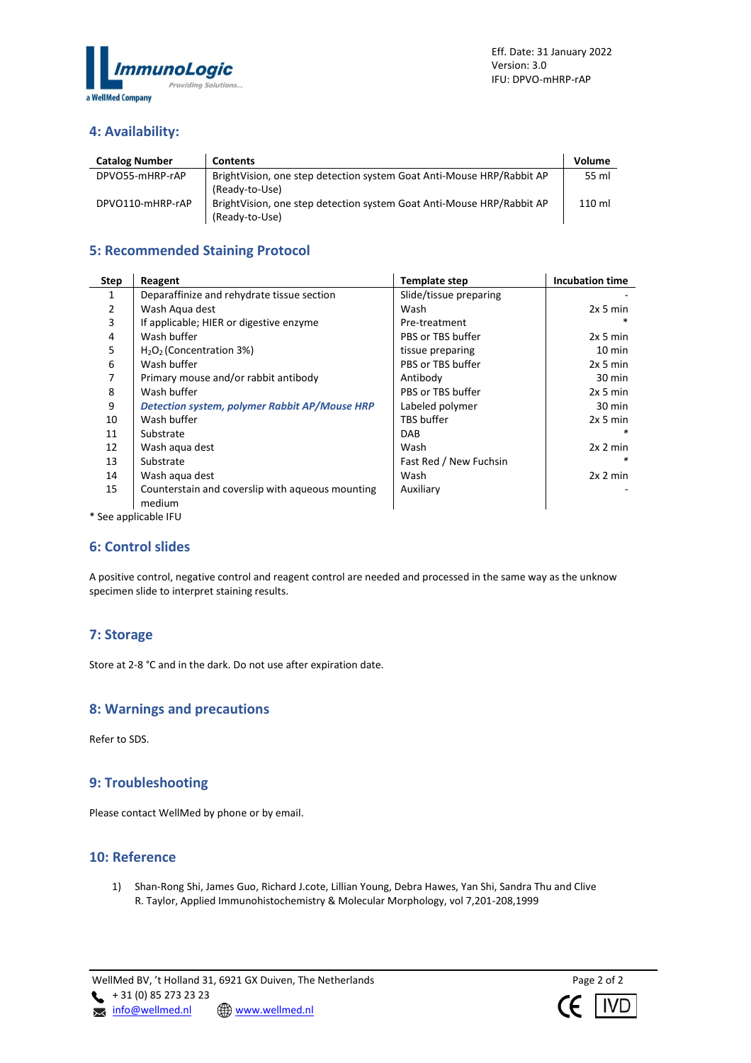## 4: Availability:

| Catalog Number | Contents | Volume |
|---|---|---|
| DPVO55-mHRP-rAP | BrightVision, one step detection system Goat Anti-Mouse HRP/Rabbit AP (Ready-to-Use) | 55 ml |
| DPVO110-mHRP-rAP | BrightVision, one step detection system Goat Anti-Mouse HRP/Rabbit AP (Ready-to-Use) | 110 ml |

## 5: Recommended Staining Protocol

| Step | Reagent | Template step | Incubation time |
|---|---|---|---|
| 1 | Deparaffinize and rehydrate tissue section | Slide/tissue preparing | - |
| 2 | Wash Aqua dest | Wash | 2x 5 min |
| 3 | If applicable; HIER or digestive enzyme | Pre-treatment | * |
| 4 | Wash buffer | PBS or TBS buffer | 2x 5 min |
| 5 | $H_2O_2$ (Concentration 3%) | tissue preparing | 10 min |
| 6 | Wash buffer | PBS or TBS buffer | 2x 5 min |
| 7 | Primary mouse and/or rabbit antibody | Antibody | 30 min |
| 8 | Wash buffer | PBS or TBS buffer | 2x 5 min |
| 9 | ***Detection system, polymer Rabbit AP/Mouse HRP*** | Labeled polymer | 30 min |
| 10 | Wash buffer | TBS buffer | 2x 5 min |
| 11 | Substrate | DAB | * |
| 12 | Wash aqua dest | Wash | 2x 2 min |
| 13 | Substrate | Fast Red / New Fuchsin | * |
| 14 | Wash aqua dest | Wash | 2x 2 min |
| 15 | Counterstain and coverslip with aqueous mounting medium | Auxiliary | - |

* See applicable IFU

## 6: Control slides

A positive control, negative control and reagent control are needed and processed in the same way as the unknow specimen slide to interpret staining results.

## 7: Storage

Store at 2-8 °C and in the dark. Do not use after expiration date.

## 8: Warnings and precautions

Refer to SDS.

## 9: Troubleshooting

Please contact WellMed by phone or by email.

## 10: Reference

1) Shan-Rong Shi, James Guo, Richard J.cote, Lillian Young, Debra Hawes, Yan Shi, Sandra Thu and Clive R. Taylor, Applied Immunohistochemistry & Molecular Morphology, vol 7,201-208,1999